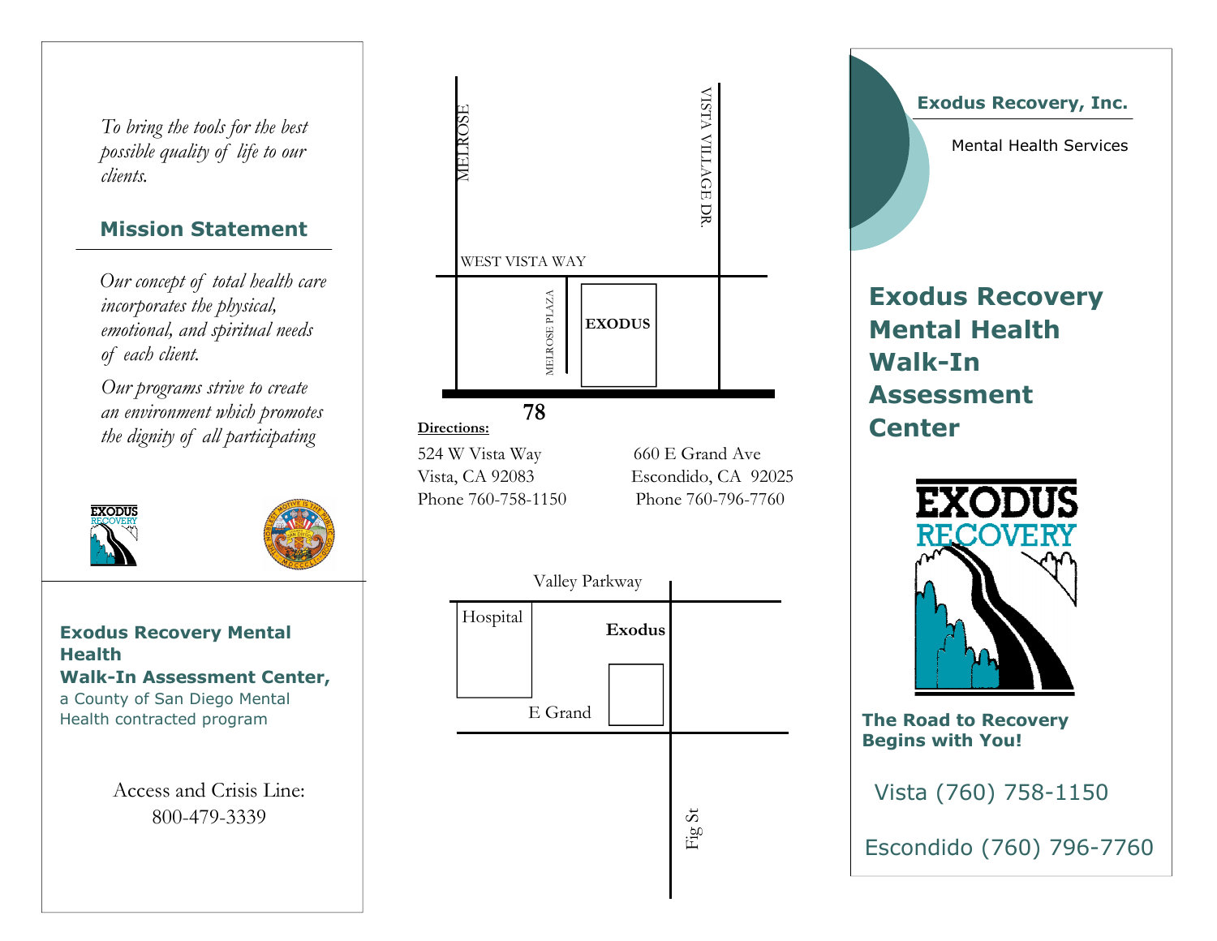*To bring the tools for the best possible quality of life to our clients.*

## Mission Statement

*Our concept of total health care incorporates the physical, emotional, and spiritual needs of each client.*

*Our programs strive to create an environment which promotes the dignity of all participating*

**Exodus Recovery Mental Health Walk-In Assessment Center,** a County of San Diego Mental Health contracted program

Access and Crisis Line:
800-479-3339

MELROSE

VISTA VILLAGE DR.

WEST VISTA WAY

MELROSE PLAZA

EXODUS

78

**Directions:**

524 W Vista Way
Vista, CA 92083
Phone 760-758-1150

660 E Grand Ave
Escondido, CA 92025
Phone 760-796-7760

Valley Parkway

Hospital

**Exodus**

E Grand

Fig St

**Exodus Recovery, Inc.**

Mental Health Services

# Exodus Recovery Mental Health Walk-In Assessment Center

EXODUS RECOVERY

**The Road to Recovery Begins with You!**

Vista (760) 758-1150

Escondido (760) 796-7760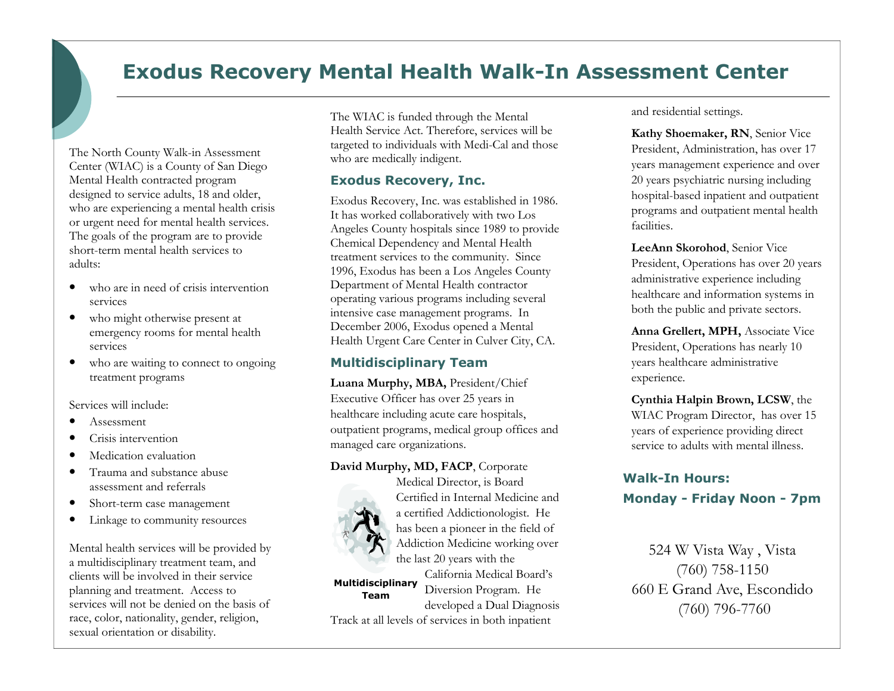# Exodus Recovery Mental Health Walk-In Assessment Center

The North County Walk-in Assessment Center (WIAC) is a County of San Diego Mental Health contracted program designed to service adults, 18 and older, who are experiencing a mental health crisis or urgent need for mental health services. The goals of the program are to provide short-term mental health services to adults:

- who are in need of crisis intervention services
- who might otherwise present at emergency rooms for mental health services
- who are waiting to connect to ongoing treatment programs

Services will include:

- Assessment
- Crisis intervention
- Medication evaluation
- Trauma and substance abuse assessment and referrals
- Short-term case management
- Linkage to community resources

Mental health services will be provided by a multidisciplinary treatment team, and clients will be involved in their service planning and treatment. Access to services will not be denied on the basis of race, color, nationality, gender, religion, sexual orientation or disability.

The WIAC is funded through the Mental Health Service Act. Therefore, services will be targeted to individuals with Medi-Cal and those who are medically indigent.

## Exodus Recovery, Inc.

Exodus Recovery, Inc. was established in 1986. It has worked collaboratively with two Los Angeles County hospitals since 1989 to provide Chemical Dependency and Mental Health treatment services to the community. Since 1996, Exodus has been a Los Angeles County Department of Mental Health contractor operating various programs including several intensive case management programs. In December 2006, Exodus opened a Mental Health Urgent Care Center in Culver City, CA.

## Multidisciplinary Team

**Luana Murphy, MBA,** President/Chief Executive Officer has over 25 years in healthcare including acute care hospitals, outpatient programs, medical group offices and managed care organizations.

**David Murphy, MD, FACP**, Corporate Medical Director, is Board Certified in Internal Medicine and a certified Addictionologist. He has been a pioneer in the field of Addiction Medicine working over the last 20 years with the California Medical Board's Diversion Program. He developed a Dual Diagnosis Track at all levels of services in both inpatient and residential settings.

**Multidisciplinary Team**

**Kathy Shoemaker, RN**, Senior Vice President, Administration, has over 17 years management experience and over 20 years psychiatric nursing including hospital-based inpatient and outpatient programs and outpatient mental health facilities.

**LeeAnn Skorohod**, Senior Vice President, Operations has over 20 years administrative experience including healthcare and information systems in both the public and private sectors.

**Anna Grellert, MPH,** Associate Vice President, Operations has nearly 10 years healthcare administrative experience.

**Cynthia Halpin Brown, LCSW**, the WIAC Program Director, has over 15 years of experience providing direct service to adults with mental illness.

### Walk-In Hours:

### Monday - Friday Noon - 7pm

524 W Vista Way , Vista
(760) 758-1150
660 E Grand Ave, Escondido
(760) 796-7760